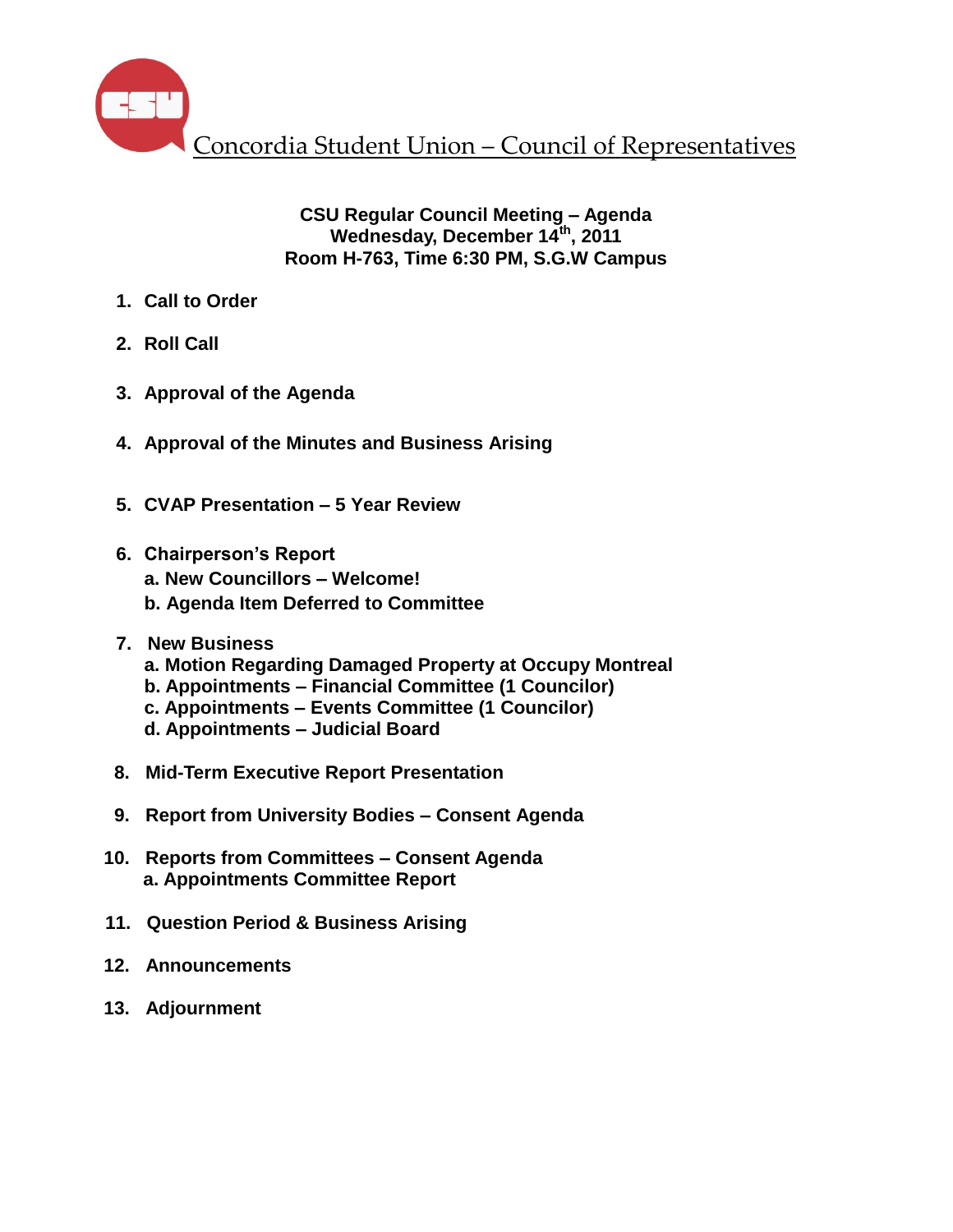# Concordia Student Union – Council of Representatives

**CSU Regular Council Meeting – Agenda**
**Wednesday, December 14th, 2011**
**Room H-763, Time 6:30 PM, S.G.W Campus**

1. **Call to Order**
2. **Roll Call**
3. **Approval of the Agenda**
4. **Approval of the Minutes and Business Arising**
5. **CVAP Presentation – 5 Year Review**
6. **Chairperson's Report**
   - a. New Councillors – Welcome!
   - b. Agenda Item Deferred to Committee
7. **New Business**
   - a. Motion Regarding Damaged Property at Occupy Montreal
   - b. Appointments – Financial Committee (1 Councilor)
   - c. Appointments – Events Committee (1 Councilor)
   - d. Appointments – Judicial Board
8. **Mid-Term Executive Report Presentation**
9. **Report from University Bodies – Consent Agenda**
10. **Reports from Committees – Consent Agenda**
    - a. Appointments Committee Report
11. **Question Period & Business Arising**
12. **Announcements**
13. **Adjournment**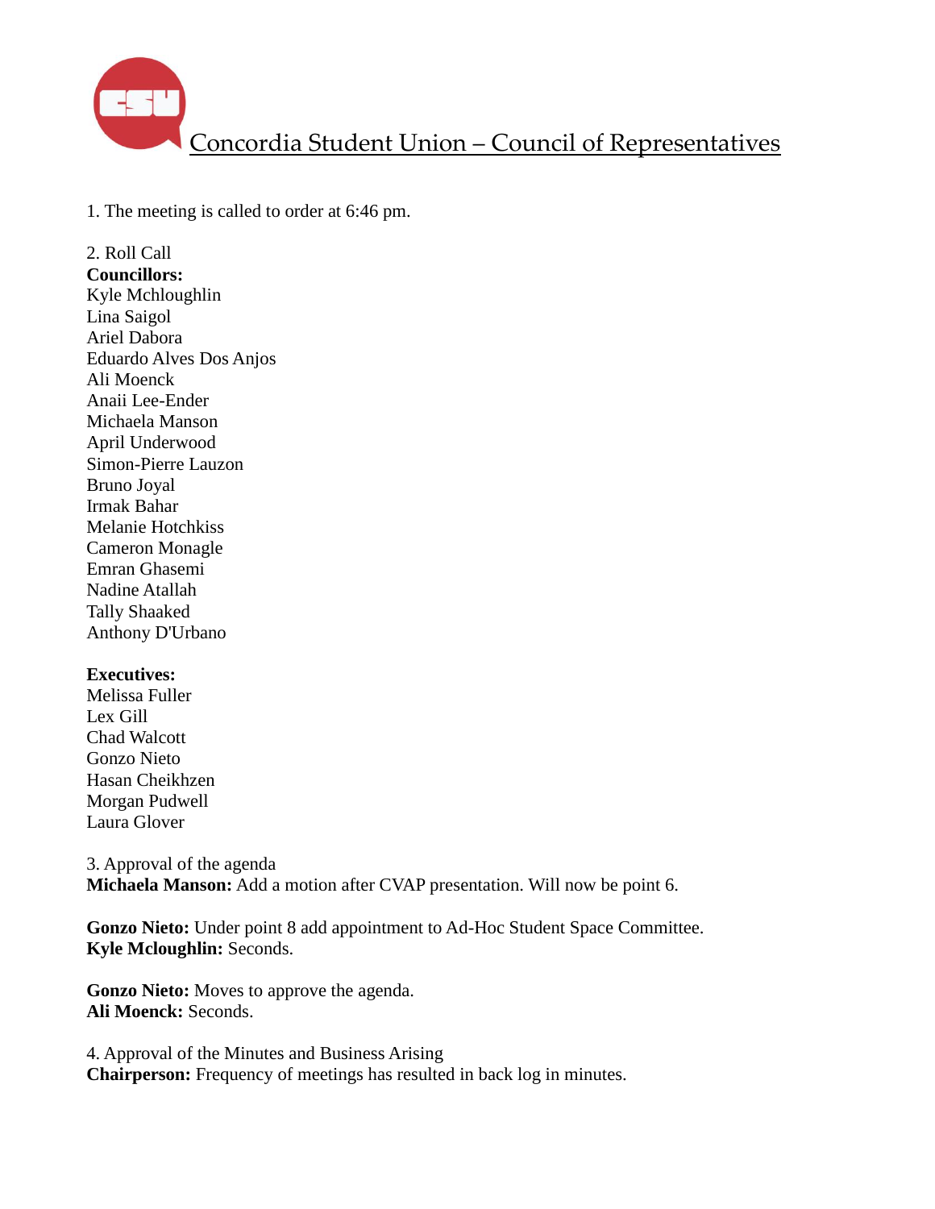# Concordia Student Union – Council of Representatives

1. The meeting is called to order at 6:46 pm.

2. Roll Call

**Councillors:**
Kyle Mchloughlin
Lina Saigol
Ariel Dabora
Eduardo Alves Dos Anjos
Ali Moenck
Anaii Lee-Ender
Michaela Manson
April Underwood
Simon-Pierre Lauzon
Bruno Joyal
Irmak Bahar
Melanie Hotchkiss
Cameron Monagle
Emran Ghasemi
Nadine Atallah
Tally Shaaked
Anthony D'Urbano

**Executives:**
Melissa Fuller
Lex Gill
Chad Walcott
Gonzo Nieto
Hasan Cheikhzen
Morgan Pudwell
Laura Glover

3. Approval of the agenda

**Michaela Manson:** Add a motion after CVAP presentation. Will now be point 6.

**Gonzo Nieto:** Under point 8 add appointment to Ad-Hoc Student Space Committee.
**Kyle Mcloughlin:** Seconds.

**Gonzo Nieto:** Moves to approve the agenda.
**Ali Moenck:** Seconds.

4. Approval of the Minutes and Business Arising

**Chairperson:** Frequency of meetings has resulted in back log in minutes.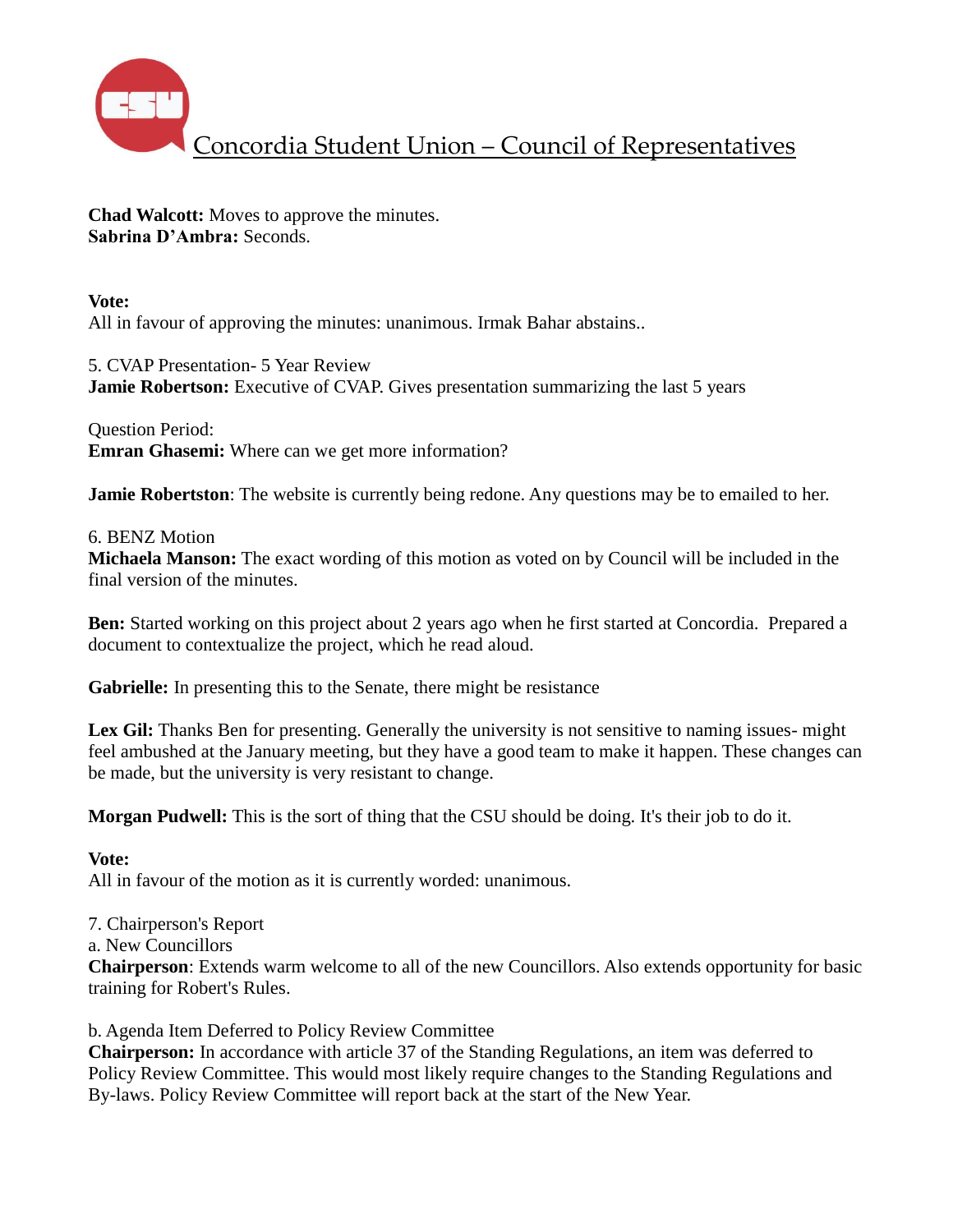**Chad Walcott:** Moves to approve the minutes.
**Sabrina D'Ambra:** Seconds.

**Vote:**
All in favour of approving the minutes: unanimous. Irmak Bahar abstains..

5. CVAP Presentation- 5 Year Review
**Jamie Robertson:** Executive of CVAP. Gives presentation summarizing the last 5 years

Question Period:
**Emran Ghasemi:** Where can we get more information?

**Jamie Robertston**: The website is currently being redone. Any questions may be to emailed to her.

6. BENZ Motion
**Michaela Manson:** The exact wording of this motion as voted on by Council will be included in the final version of the minutes.

**Ben:** Started working on this project about 2 years ago when he first started at Concordia. Prepared a document to contextualize the project, which he read aloud.

**Gabrielle:** In presenting this to the Senate, there might be resistance

**Lex Gil:** Thanks Ben for presenting. Generally the university is not sensitive to naming issues- might feel ambushed at the January meeting, but they have a good team to make it happen. These changes can be made, but the university is very resistant to change.

**Morgan Pudwell:** This is the sort of thing that the CSU should be doing. It's their job to do it.

**Vote:**
All in favour of the motion as it is currently worded: unanimous.

7. Chairperson's Report
a. New Councillors
**Chairperson**: Extends warm welcome to all of the new Councillors. Also extends opportunity for basic training for Robert's Rules.

b. Agenda Item Deferred to Policy Review Committee
**Chairperson:** In accordance with article 37 of the Standing Regulations, an item was deferred to Policy Review Committee. This would most likely require changes to the Standing Regulations and By-laws. Policy Review Committee will report back at the start of the New Year.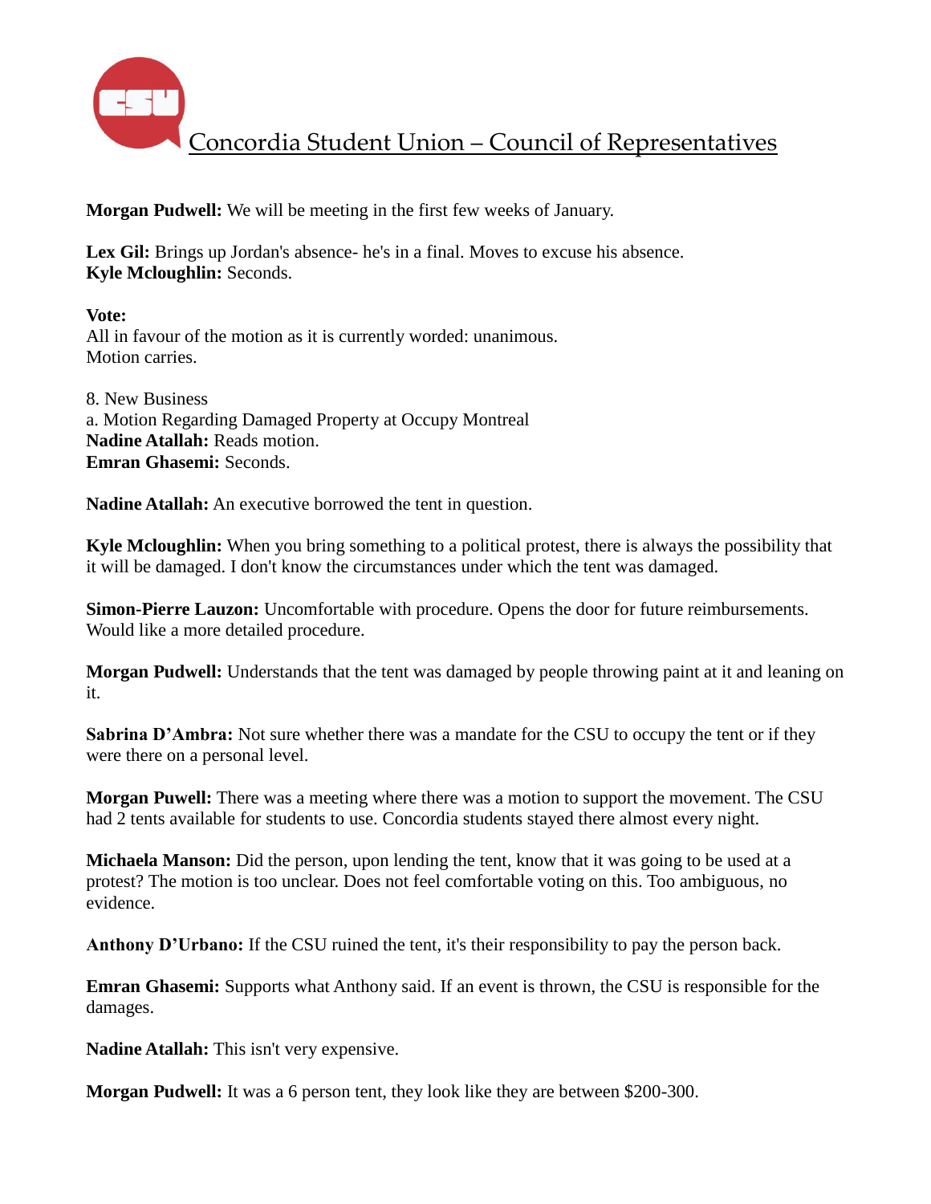**Morgan Pudwell:** We will be meeting in the first few weeks of January.

**Lex Gil:** Brings up Jordan's absence- he's in a final. Moves to excuse his absence.
**Kyle Mcloughlin:** Seconds.

**Vote:**
All in favour of the motion as it is currently worded: unanimous.
Motion carries.

8. New Business
a. Motion Regarding Damaged Property at Occupy Montreal
**Nadine Atallah:** Reads motion.
**Emran Ghasemi:** Seconds.

**Nadine Atallah:** An executive borrowed the tent in question.

**Kyle Mcloughlin:** When you bring something to a political protest, there is always the possibility that it will be damaged. I don't know the circumstances under which the tent was damaged.

**Simon-Pierre Lauzon:** Uncomfortable with procedure. Opens the door for future reimbursements. Would like a more detailed procedure.

**Morgan Pudwell:** Understands that the tent was damaged by people throwing paint at it and leaning on it.

**Sabrina D'Ambra:** Not sure whether there was a mandate for the CSU to occupy the tent or if they were there on a personal level.

**Morgan Puwell:** There was a meeting where there was a motion to support the movement. The CSU had 2 tents available for students to use. Concordia students stayed there almost every night.

**Michaela Manson:** Did the person, upon lending the tent, know that it was going to be used at a protest? The motion is too unclear. Does not feel comfortable voting on this. Too ambiguous, no evidence.

**Anthony D'Urbano:** If the CSU ruined the tent, it's their responsibility to pay the person back.

**Emran Ghasemi:** Supports what Anthony said. If an event is thrown, the CSU is responsible for the damages.

**Nadine Atallah:** This isn't very expensive.

**Morgan Pudwell:** It was a 6 person tent, they look like they are between $200-300.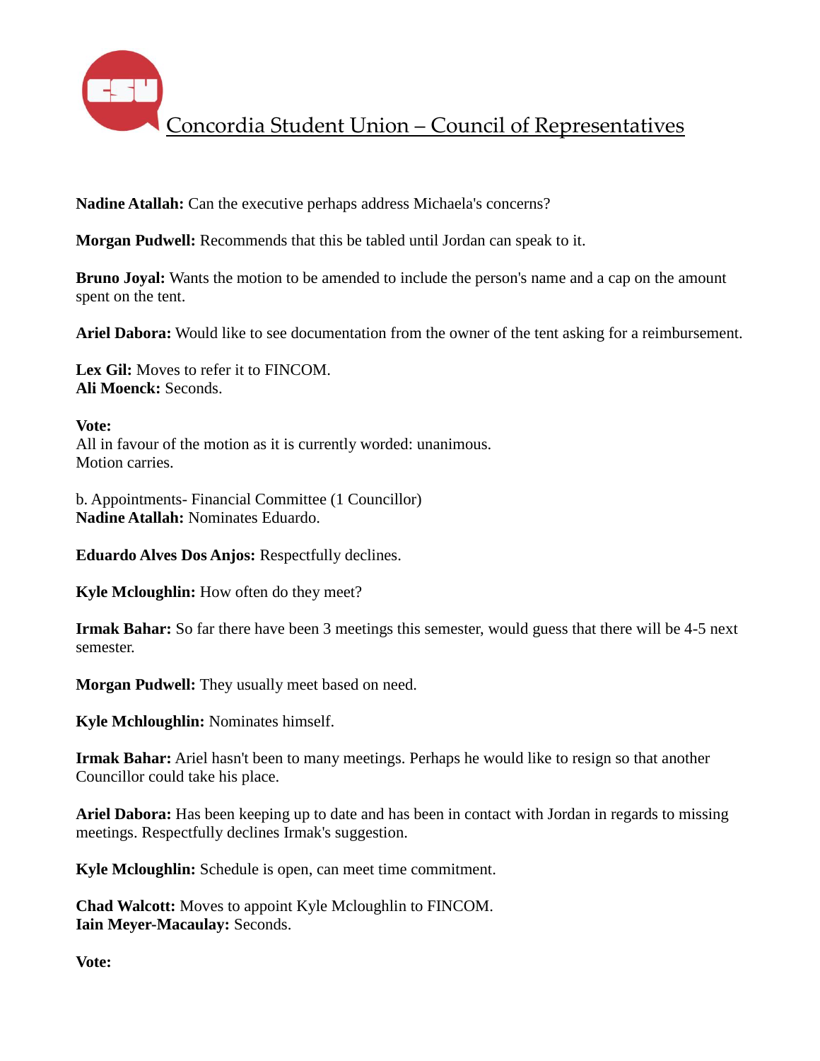Nadine Atallah: Can the executive perhaps address Michaela's concerns?

**Morgan Pudwell:** Recommends that this be tabled until Jordan can speak to it.

**Bruno Joyal:** Wants the motion to be amended to include the person's name and a cap on the amount spent on the tent.

**Ariel Dabora:** Would like to see documentation from the owner of the tent asking for a reimbursement.

**Lex Gil:** Moves to refer it to FINCOM.
**Ali Moenck:** Seconds.

**Vote:**
All in favour of the motion as it is currently worded: unanimous.
Motion carries.

b. Appointments- Financial Committee (1 Councillor)
**Nadine Atallah:** Nominates Eduardo.

**Eduardo Alves Dos Anjos:** Respectfully declines.

**Kyle Mcloughlin:** How often do they meet?

**Irmak Bahar:** So far there have been 3 meetings this semester, would guess that there will be 4-5 next semester.

**Morgan Pudwell:** They usually meet based on need.

**Kyle Mchloughlin:** Nominates himself.

**Irmak Bahar:** Ariel hasn't been to many meetings. Perhaps he would like to resign so that another Councillor could take his place.

**Ariel Dabora:** Has been keeping up to date and has been in contact with Jordan in regards to missing meetings. Respectfully declines Irmak's suggestion.

**Kyle Mcloughlin:** Schedule is open, can meet time commitment.

**Chad Walcott:** Moves to appoint Kyle Mcloughlin to FINCOM.
**Iain Meyer-Macaulay:** Seconds.

**Vote:**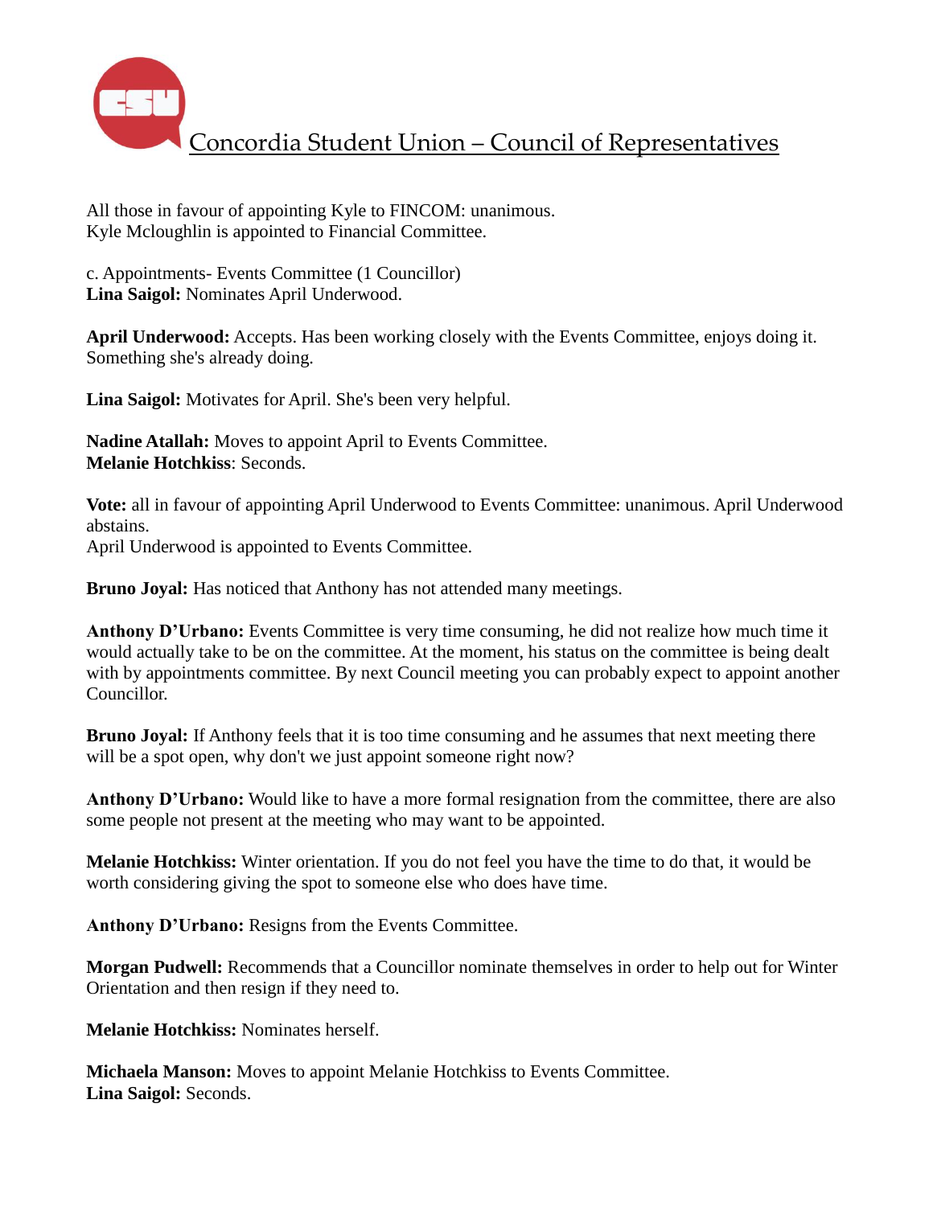All those in favour of appointing Kyle to FINCOM: unanimous.
Kyle Mcloughlin is appointed to Financial Committee.

c. Appointments- Events Committee (1 Councillor)
**Lina Saigol:** Nominates April Underwood.

**April Underwood:** Accepts. Has been working closely with the Events Committee, enjoys doing it. Something she's already doing.

**Lina Saigol:** Motivates for April. She's been very helpful.

**Nadine Atallah:** Moves to appoint April to Events Committee.
**Melanie Hotchkiss**: Seconds.

**Vote:** all in favour of appointing April Underwood to Events Committee: unanimous. April Underwood abstains.
April Underwood is appointed to Events Committee.

**Bruno Joyal:** Has noticed that Anthony has not attended many meetings.

**Anthony D'Urbano:** Events Committee is very time consuming, he did not realize how much time it would actually take to be on the committee. At the moment, his status on the committee is being dealt with by appointments committee. By next Council meeting you can probably expect to appoint another Councillor.

**Bruno Joyal:** If Anthony feels that it is too time consuming and he assumes that next meeting there will be a spot open, why don't we just appoint someone right now?

**Anthony D'Urbano:** Would like to have a more formal resignation from the committee, there are also some people not present at the meeting who may want to be appointed.

**Melanie Hotchkiss:** Winter orientation. If you do not feel you have the time to do that, it would be worth considering giving the spot to someone else who does have time.

**Anthony D'Urbano:** Resigns from the Events Committee.

**Morgan Pudwell:** Recommends that a Councillor nominate themselves in order to help out for Winter Orientation and then resign if they need to.

**Melanie Hotchkiss:** Nominates herself.

**Michaela Manson:** Moves to appoint Melanie Hotchkiss to Events Committee.
**Lina Saigol:** Seconds.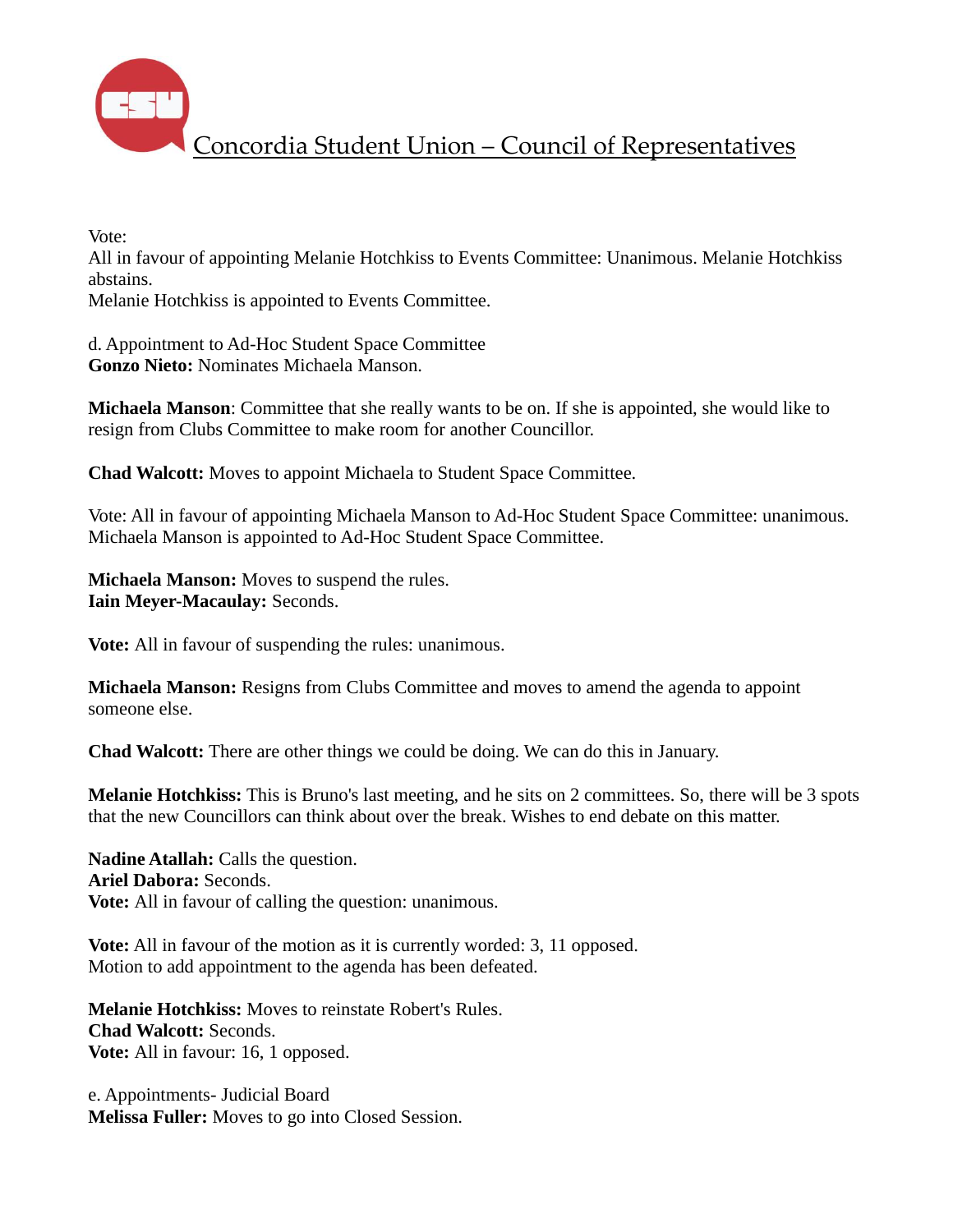Vote:
All in favour of appointing Melanie Hotchkiss to Events Committee: Unanimous. Melanie Hotchkiss abstains.
Melanie Hotchkiss is appointed to Events Committee.

d. Appointment to Ad-Hoc Student Space Committee
**Gonzo Nieto:** Nominates Michaela Manson.

**Michaela Manson**: Committee that she really wants to be on. If she is appointed, she would like to resign from Clubs Committee to make room for another Councillor.

**Chad Walcott:** Moves to appoint Michaela to Student Space Committee.

Vote: All in favour of appointing Michaela Manson to Ad-Hoc Student Space Committee: unanimous. Michaela Manson is appointed to Ad-Hoc Student Space Committee.

**Michaela Manson:** Moves to suspend the rules.
**Iain Meyer-Macaulay:** Seconds.

**Vote:** All in favour of suspending the rules: unanimous.

**Michaela Manson:** Resigns from Clubs Committee and moves to amend the agenda to appoint someone else.

**Chad Walcott:** There are other things we could be doing. We can do this in January.

**Melanie Hotchkiss:** This is Bruno's last meeting, and he sits on 2 committees. So, there will be 3 spots that the new Councillors can think about over the break. Wishes to end debate on this matter.

**Nadine Atallah:** Calls the question.
**Ariel Dabora:** Seconds.
**Vote:** All in favour of calling the question: unanimous.

**Vote:** All in favour of the motion as it is currently worded: 3, 11 opposed.
Motion to add appointment to the agenda has been defeated.

**Melanie Hotchkiss:** Moves to reinstate Robert's Rules.
**Chad Walcott:** Seconds.
**Vote:** All in favour: 16, 1 opposed.

e. Appointments- Judicial Board
**Melissa Fuller:** Moves to go into Closed Session.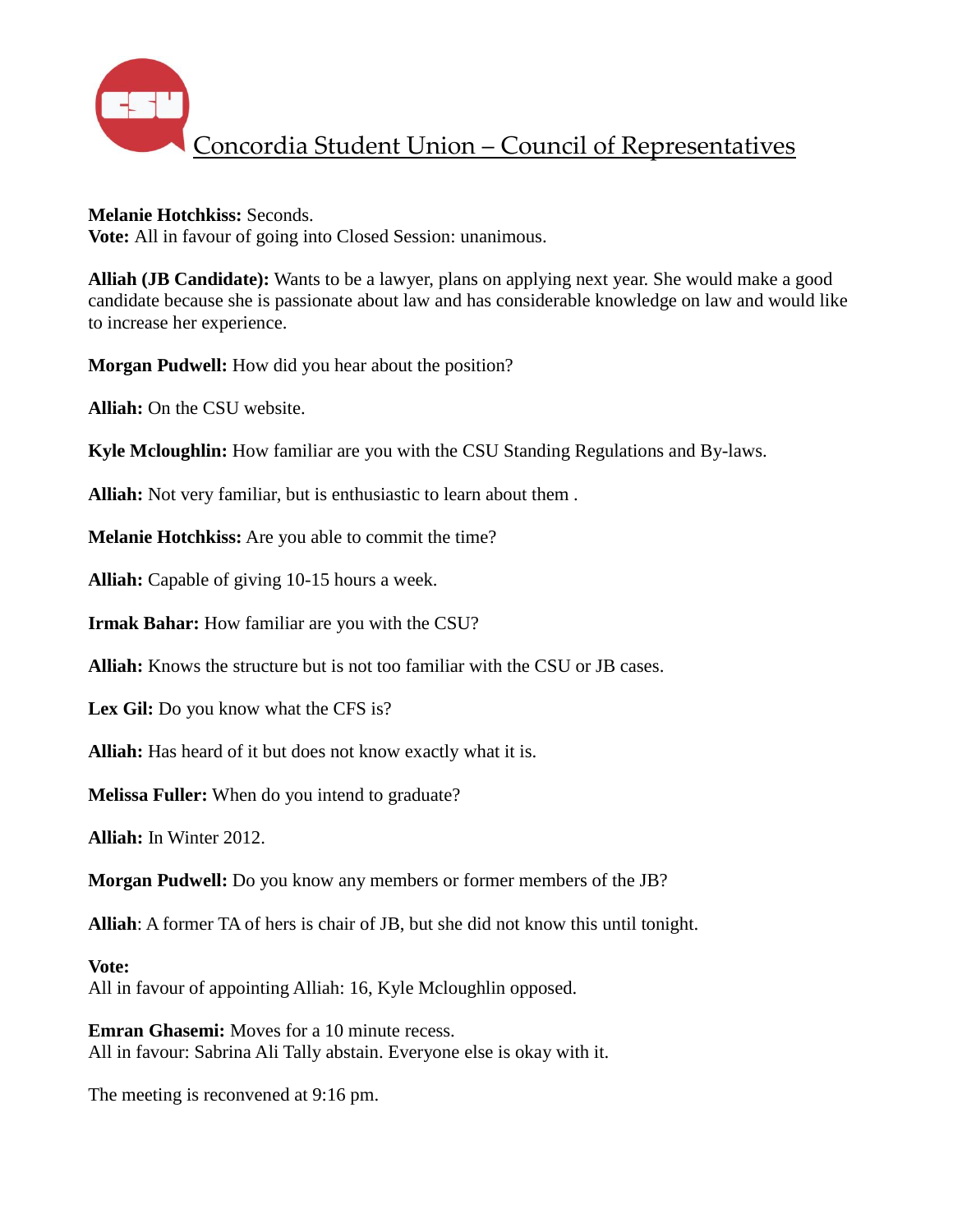**Melanie Hotchkiss:** Seconds.
**Vote:** All in favour of going into Closed Session: unanimous.

**Alliah (JB Candidate):** Wants to be a lawyer, plans on applying next year. She would make a good candidate because she is passionate about law and has considerable knowledge on law and would like to increase her experience.

**Morgan Pudwell:** How did you hear about the position?

**Alliah:** On the CSU website.

**Kyle Mcloughlin:** How familiar are you with the CSU Standing Regulations and By-laws.

**Alliah:** Not very familiar, but is enthusiastic to learn about them .

**Melanie Hotchkiss:** Are you able to commit the time?

**Alliah:** Capable of giving 10-15 hours a week.

**Irmak Bahar:** How familiar are you with the CSU?

**Alliah:** Knows the structure but is not too familiar with the CSU or JB cases.

**Lex Gil:** Do you know what the CFS is?

**Alliah:** Has heard of it but does not know exactly what it is.

**Melissa Fuller:** When do you intend to graduate?

**Alliah:** In Winter 2012.

**Morgan Pudwell:** Do you know any members or former members of the JB?

**Alliah**: A former TA of hers is chair of JB, but she did not know this until tonight.

**Vote:**
All in favour of appointing Alliah: 16, Kyle Mcloughlin opposed.

**Emran Ghasemi:** Moves for a 10 minute recess.
All in favour: Sabrina Ali Tally abstain. Everyone else is okay with it.

The meeting is reconvened at 9:16 pm.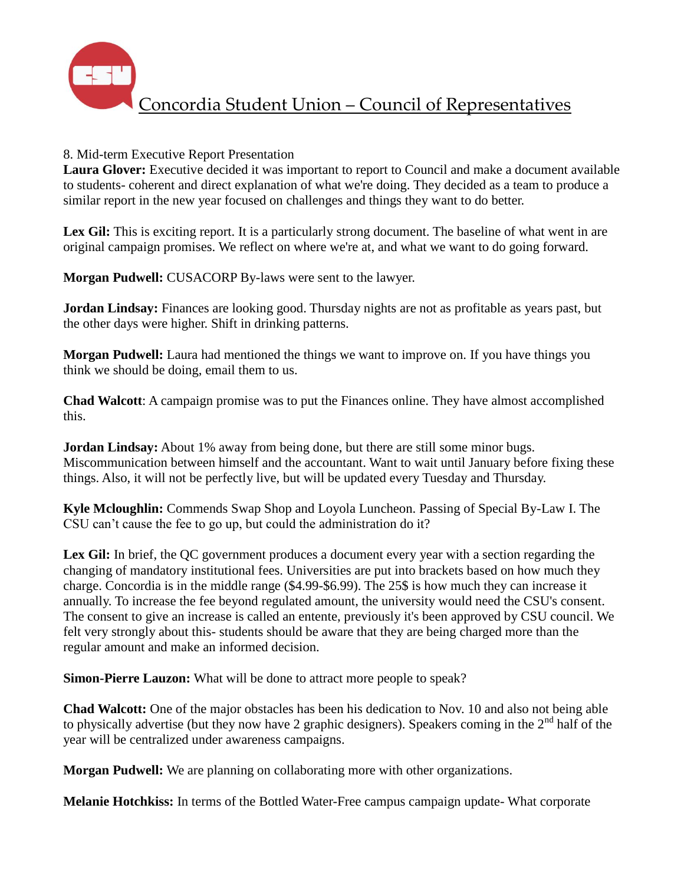8. Mid-term Executive Report Presentation

**Laura Glover:** Executive decided it was important to report to Council and make a document available to students- coherent and direct explanation of what we're doing. They decided as a team to produce a similar report in the new year focused on challenges and things they want to do better.

**Lex Gil:** This is exciting report. It is a particularly strong document. The baseline of what went in are original campaign promises. We reflect on where we're at, and what we want to do going forward.

**Morgan Pudwell:** CUSACORP By-laws were sent to the lawyer.

**Jordan Lindsay:** Finances are looking good. Thursday nights are not as profitable as years past, but the other days were higher. Shift in drinking patterns.

**Morgan Pudwell:** Laura had mentioned the things we want to improve on. If you have things you think we should be doing, email them to us.

**Chad Walcott**: A campaign promise was to put the Finances online. They have almost accomplished this.

**Jordan Lindsay:** About 1% away from being done, but there are still some minor bugs. Miscommunication between himself and the accountant. Want to wait until January before fixing these things. Also, it will not be perfectly live, but will be updated every Tuesday and Thursday.

**Kyle Mcloughlin:** Commends Swap Shop and Loyola Luncheon. Passing of Special By-Law I. The CSU can't cause the fee to go up, but could the administration do it?

**Lex Gil:** In brief, the QC government produces a document every year with a section regarding the changing of mandatory institutional fees. Universities are put into brackets based on how much they charge. Concordia is in the middle range ($4.99-$6.99). The 25$ is how much they can increase it annually. To increase the fee beyond regulated amount, the university would need the CSU's consent. The consent to give an increase is called an entente, previously it's been approved by CSU council. We felt very strongly about this- students should be aware that they are being charged more than the regular amount and make an informed decision.

**Simon-Pierre Lauzon:** What will be done to attract more people to speak?

**Chad Walcott:** One of the major obstacles has been his dedication to Nov. 10 and also not being able to physically advertise (but they now have 2 graphic designers). Speakers coming in the 2nd half of the year will be centralized under awareness campaigns.

**Morgan Pudwell:** We are planning on collaborating more with other organizations.

**Melanie Hotchkiss:** In terms of the Bottled Water-Free campus campaign update- What corporate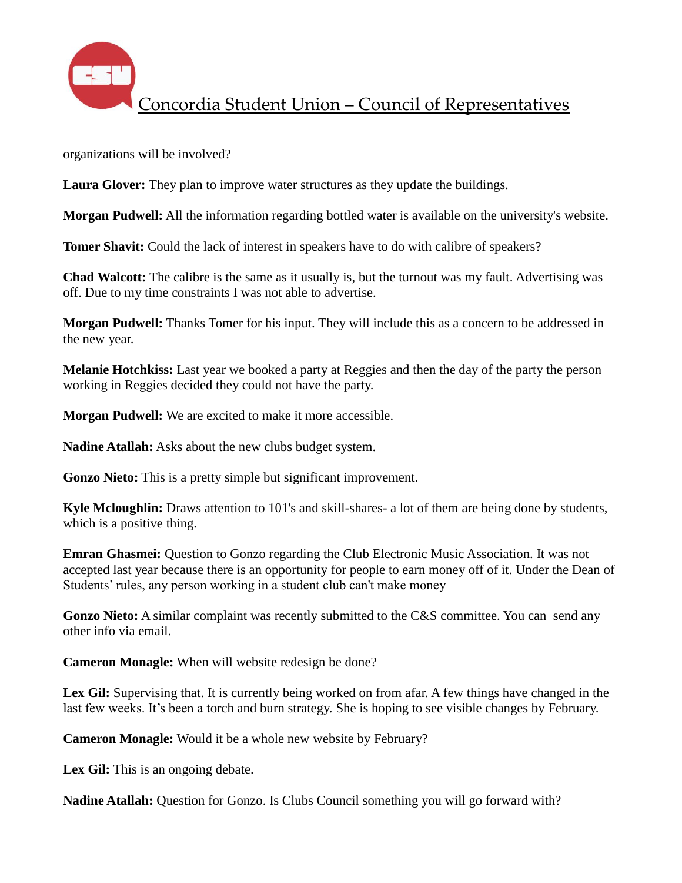organizations will be involved?

**Laura Glover:** They plan to improve water structures as they update the buildings.

**Morgan Pudwell:** All the information regarding bottled water is available on the university's website.

**Tomer Shavit:** Could the lack of interest in speakers have to do with calibre of speakers?

**Chad Walcott:** The calibre is the same as it usually is, but the turnout was my fault. Advertising was off. Due to my time constraints I was not able to advertise.

**Morgan Pudwell:** Thanks Tomer for his input. They will include this as a concern to be addressed in the new year.

**Melanie Hotchkiss:** Last year we booked a party at Reggies and then the day of the party the person working in Reggies decided they could not have the party.

**Morgan Pudwell:** We are excited to make it more accessible.

**Nadine Atallah:** Asks about the new clubs budget system.

**Gonzo Nieto:** This is a pretty simple but significant improvement.

**Kyle Mcloughlin:** Draws attention to 101's and skill-shares- a lot of them are being done by students, which is a positive thing.

**Emran Ghasmei:** Question to Gonzo regarding the Club Electronic Music Association. It was not accepted last year because there is an opportunity for people to earn money off of it. Under the Dean of Students' rules, any person working in a student club can't make money

**Gonzo Nieto:** A similar complaint was recently submitted to the C&S committee. You can send any other info via email.

**Cameron Monagle:** When will website redesign be done?

**Lex Gil:** Supervising that. It is currently being worked on from afar. A few things have changed in the last few weeks. It's been a torch and burn strategy. She is hoping to see visible changes by February.

**Cameron Monagle:** Would it be a whole new website by February?

**Lex Gil:** This is an ongoing debate.

**Nadine Atallah:** Question for Gonzo. Is Clubs Council something you will go forward with?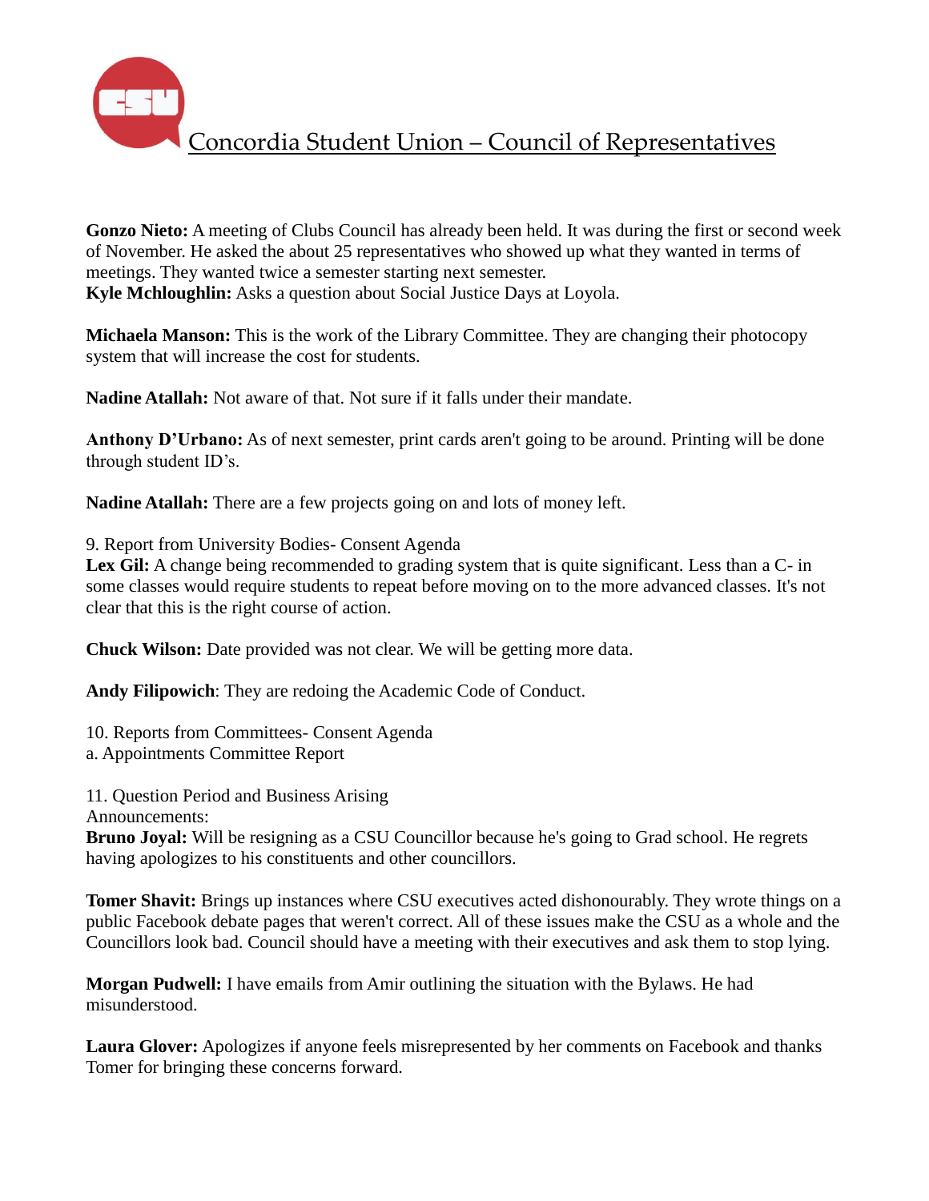**Gonzo Nieto:** A meeting of Clubs Council has already been held. It was during the first or second week of November. He asked the about 25 representatives who showed up what they wanted in terms of meetings. They wanted twice a semester starting next semester.
**Kyle Mchloughlin:** Asks a question about Social Justice Days at Loyola.

**Michaela Manson:** This is the work of the Library Committee. They are changing their photocopy system that will increase the cost for students.

**Nadine Atallah:** Not aware of that. Not sure if it falls under their mandate.

**Anthony D'Urbano:** As of next semester, print cards aren't going to be around. Printing will be done through student ID's.

**Nadine Atallah:** There are a few projects going on and lots of money left.

9. Report from University Bodies- Consent Agenda
**Lex Gil:** A change being recommended to grading system that is quite significant. Less than a C- in some classes would require students to repeat before moving on to the more advanced classes. It's not clear that this is the right course of action.

**Chuck Wilson:** Date provided was not clear. We will be getting more data.

**Andy Filipowich**: They are redoing the Academic Code of Conduct.

10. Reports from Committees- Consent Agenda
a. Appointments Committee Report

11. Question Period and Business Arising
Announcements:
**Bruno Joyal:** Will be resigning as a CSU Councillor because he's going to Grad school. He regrets having apologizes to his constituents and other councillors.

**Tomer Shavit:** Brings up instances where CSU executives acted dishonourably. They wrote things on a public Facebook debate pages that weren't correct. All of these issues make the CSU as a whole and the Councillors look bad. Council should have a meeting with their executives and ask them to stop lying.

**Morgan Pudwell:** I have emails from Amir outlining the situation with the Bylaws. He had misunderstood.

**Laura Glover:** Apologizes if anyone feels misrepresented by her comments on Facebook and thanks Tomer for bringing these concerns forward.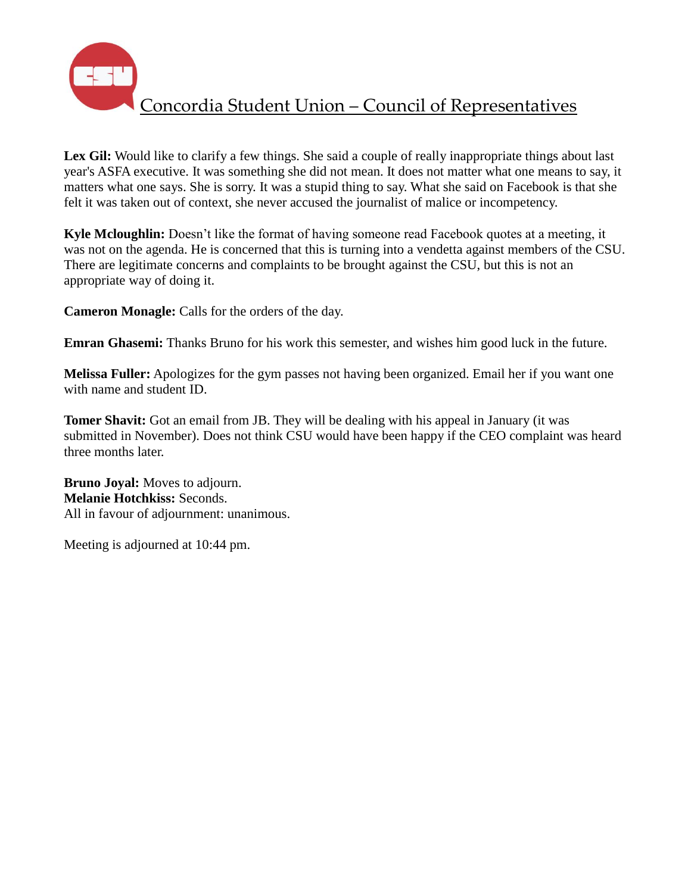**Lex Gil:** Would like to clarify a few things. She said a couple of really inappropriate things about last year's ASFA executive. It was something she did not mean. It does not matter what one means to say, it matters what one says. She is sorry. It was a stupid thing to say. What she said on Facebook is that she felt it was taken out of context, she never accused the journalist of malice or incompetency.

**Kyle Mcloughlin:** Doesn't like the format of having someone read Facebook quotes at a meeting, it was not on the agenda. He is concerned that this is turning into a vendetta against members of the CSU. There are legitimate concerns and complaints to be brought against the CSU, but this is not an appropriate way of doing it.

**Cameron Monagle:** Calls for the orders of the day.

**Emran Ghasemi:** Thanks Bruno for his work this semester, and wishes him good luck in the future.

**Melissa Fuller:** Apologizes for the gym passes not having been organized. Email her if you want one with name and student ID.

**Tomer Shavit:** Got an email from JB. They will be dealing with his appeal in January (it was submitted in November). Does not think CSU would have been happy if the CEO complaint was heard three months later.

**Bruno Joyal:** Moves to adjourn.
**Melanie Hotchkiss:** Seconds.
All in favour of adjournment: unanimous.

Meeting is adjourned at 10:44 pm.